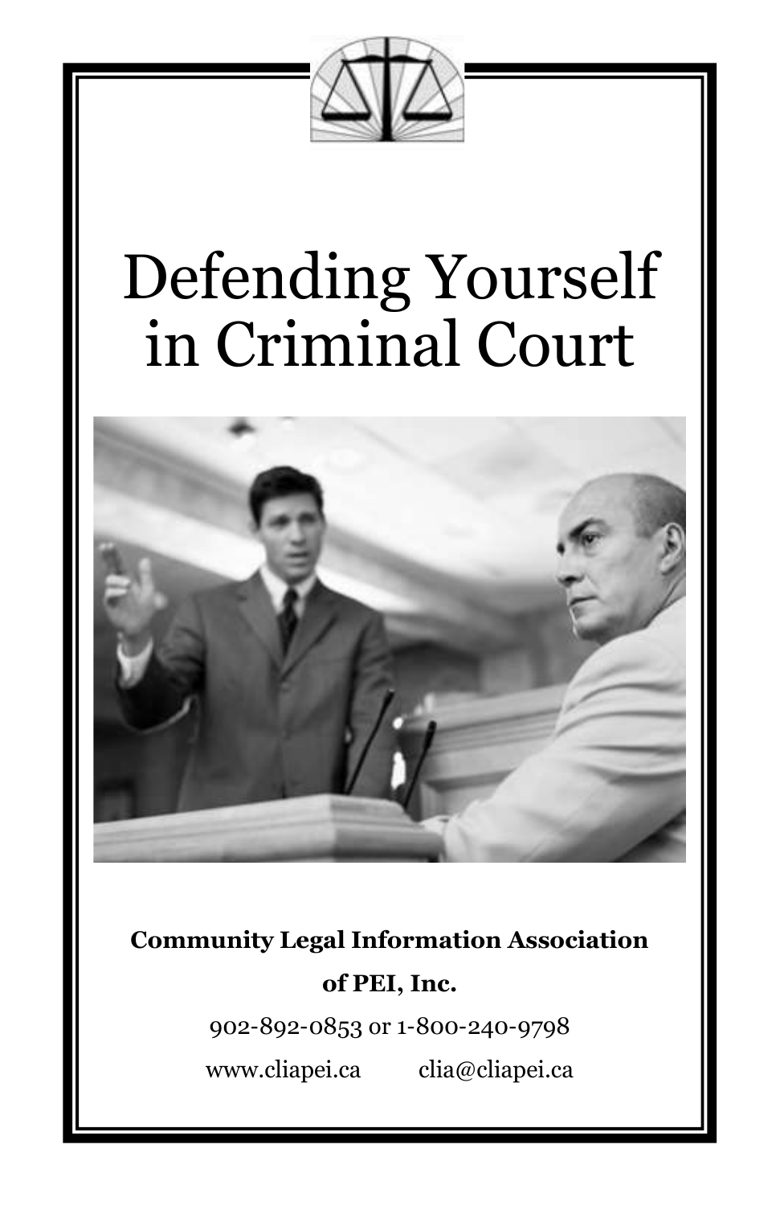# Defending Yourself in Criminal Court

**Community Legal Information Association of PEI, Inc.**

902-892-0853 or 1-800-240-9798

www.cliapei.ca clia@cliapei.ca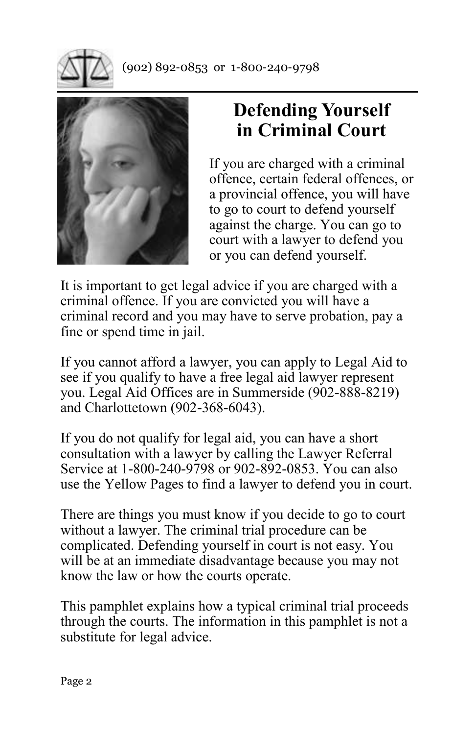# Defending Yourself in Criminal Court

If you are charged with a criminal offence, certain federal offences, or a provincial offence, you will have to go to court to defend yourself against the charge. You can go to court with a lawyer to defend you or you can defend yourself.

It is important to get legal advice if you are charged with a criminal offence. If you are convicted you will have a criminal record and you may have to serve probation, pay a fine or spend time in jail.

If you cannot afford a lawyer, you can apply to Legal Aid to see if you qualify to have a free legal aid lawyer represent you. Legal Aid Offices are in Summerside (902-888-8219) and Charlottetown (902-368-6043).

If you do not qualify for legal aid, you can have a short consultation with a lawyer by calling the Lawyer Referral Service at 1-800-240-9798 or 902-892-0853. You can also use the Yellow Pages to find a lawyer to defend you in court.

There are things you must know if you decide to go to court without a lawyer. The criminal trial procedure can be complicated. Defending yourself in court is not easy. You will be at an immediate disadvantage because you may not know the law or how the courts operate.

This pamphlet explains how a typical criminal trial proceeds through the courts. The information in this pamphlet is not a substitute for legal advice.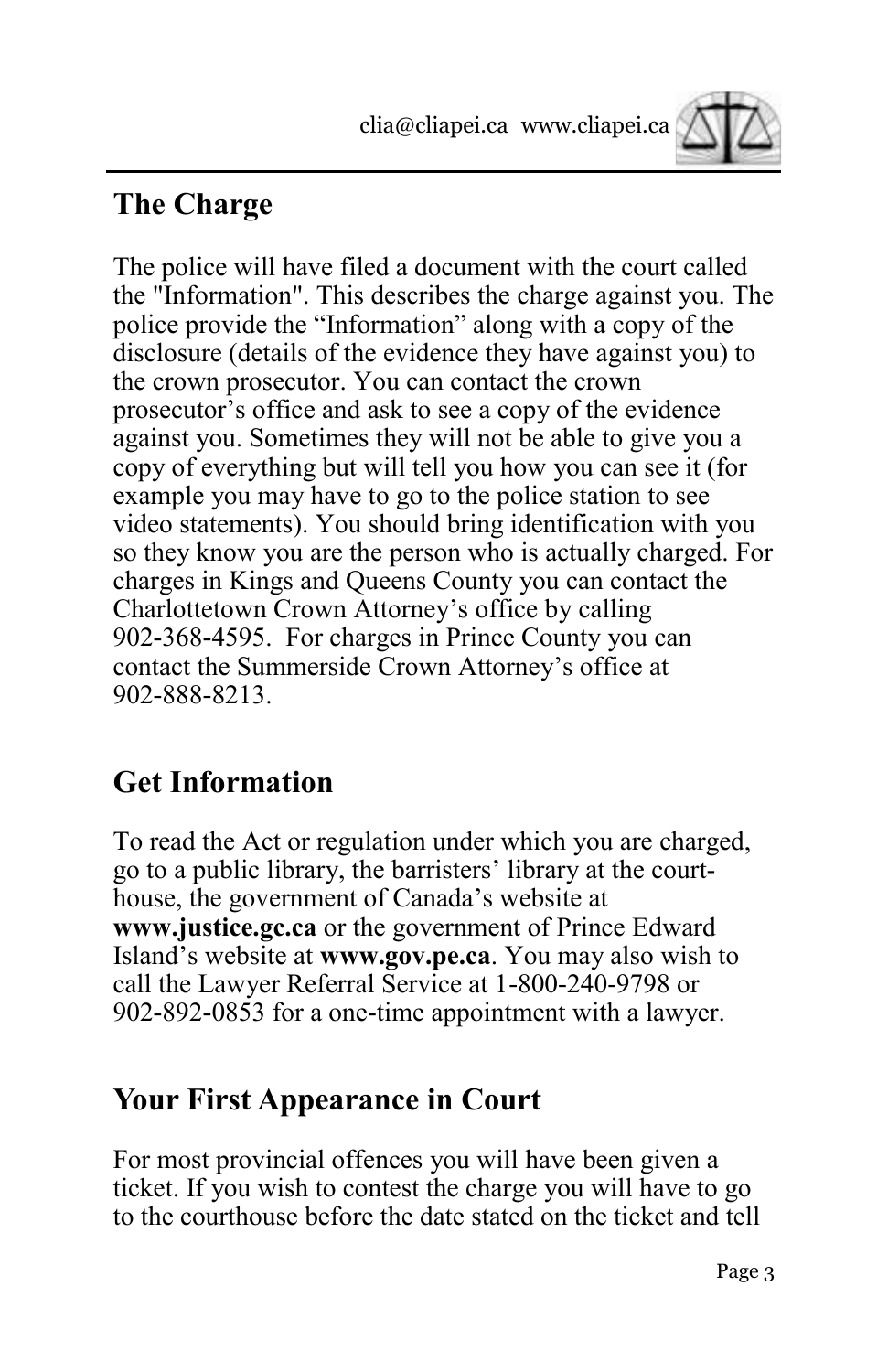## The Charge

The police will have filed a document with the court called the "Information". This describes the charge against you. The police provide the "Information" along with a copy of the disclosure (details of the evidence they have against you) to the crown prosecutor. You can contact the crown prosecutor's office and ask to see a copy of the evidence against you. Sometimes they will not be able to give you a copy of everything but will tell you how you can see it (for example you may have to go to the police station to see video statements). You should bring identification with you so they know you are the person who is actually charged. For charges in Kings and Queens County you can contact the Charlottetown Crown Attorney's office by calling 902-368-4595. For charges in Prince County you can contact the Summerside Crown Attorney's office at 902-888-8213.

## Get Information

To read the Act or regulation under which you are charged, go to a public library, the barristers' library at the courthouse, the government of Canada's website at **www.justice.gc.ca** or the government of Prince Edward Island's website at **www.gov.pe.ca**. You may also wish to call the Lawyer Referral Service at 1-800-240-9798 or 902-892-0853 for a one-time appointment with a lawyer.

## Your First Appearance in Court

For most provincial offences you will have been given a ticket. If you wish to contest the charge you will have to go to the courthouse before the date stated on the ticket and tell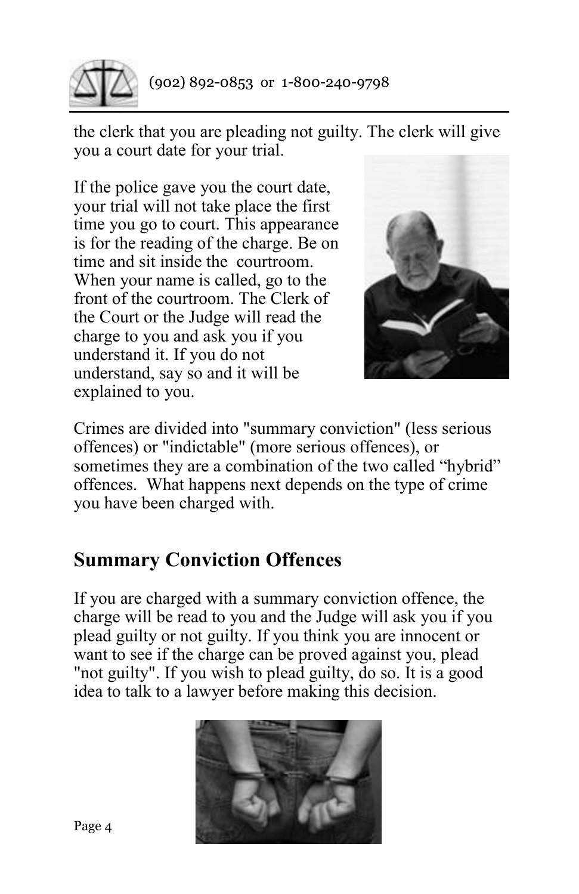the clerk that you are pleading not guilty. The clerk will give you a court date for your trial.

If the police gave you the court date, your trial will not take place the first time you go to court. This appearance is for the reading of the charge. Be on time and sit inside the courtroom. When your name is called, go to the front of the courtroom. The Clerk of the Court or the Judge will read the charge to you and ask you if you understand it. If you do not understand, say so and it will be explained to you.

Crimes are divided into "summary conviction" (less serious offences) or "indictable" (more serious offences), or sometimes they are a combination of the two called “hybrid” offences. What happens next depends on the type of crime you have been charged with.

## Summary Conviction Offences

If you are charged with a summary conviction offence, the charge will be read to you and the Judge will ask you if you plead guilty or not guilty. If you think you are innocent or want to see if the charge can be proved against you, plead "not guilty". If you wish to plead guilty, do so. It is a good idea to talk to a lawyer before making this decision.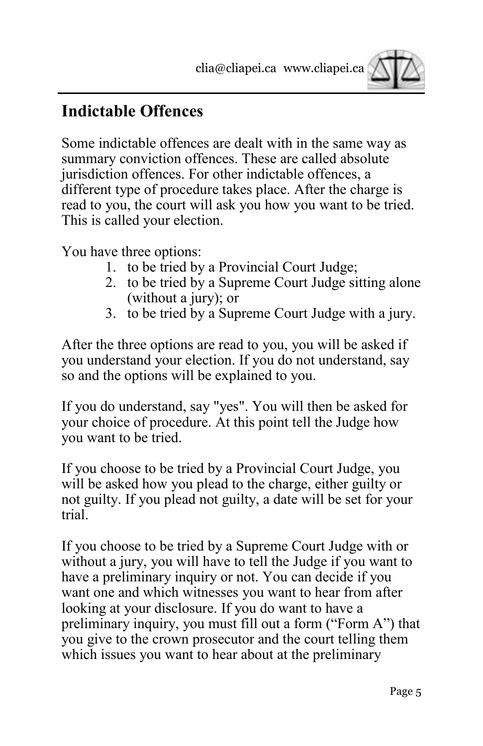## Indictable Offences

Some indictable offences are dealt with in the same way as summary conviction offences. These are called absolute jurisdiction offences. For other indictable offences, a different type of procedure takes place. After the charge is read to you, the court will ask you how you want to be tried. This is called your election.

You have three options:

1. to be tried by a Provincial Court Judge;
2. to be tried by a Supreme Court Judge sitting alone (without a jury); or
3. to be tried by a Supreme Court Judge with a jury.

After the three options are read to you, you will be asked if you understand your election. If you do not understand, say so and the options will be explained to you.

If you do understand, say "yes". You will then be asked for your choice of procedure. At this point tell the Judge how you want to be tried.

If you choose to be tried by a Provincial Court Judge, you will be asked how you plead to the charge, either guilty or not guilty. If you plead not guilty, a date will be set for your trial.

If you choose to be tried by a Supreme Court Judge with or without a jury, you will have to tell the Judge if you want to have a preliminary inquiry or not. You can decide if you want one and which witnesses you want to hear from after looking at your disclosure. If you do want to have a preliminary inquiry, you must fill out a form ("Form A") that you give to the crown prosecutor and the court telling them which issues you want to hear about at the preliminary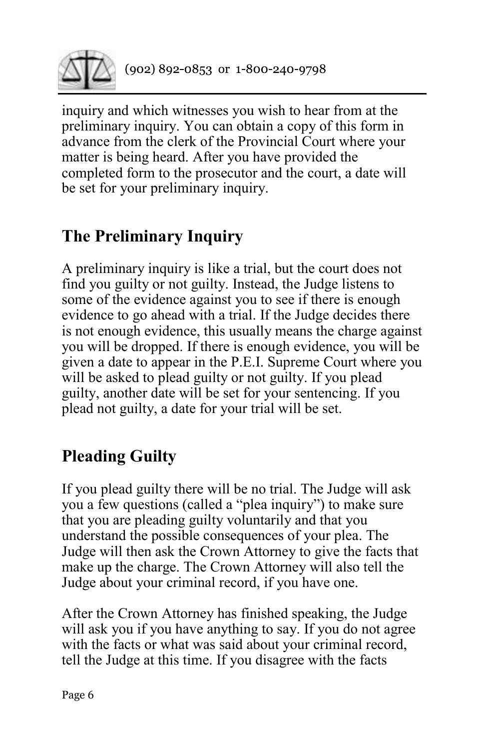inquiry and which witnesses you wish to hear from at the preliminary inquiry. You can obtain a copy of this form in advance from the clerk of the Provincial Court where your matter is being heard. After you have provided the completed form to the prosecutor and the court, a date will be set for your preliminary inquiry.

## The Preliminary Inquiry

A preliminary inquiry is like a trial, but the court does not find you guilty or not guilty. Instead, the Judge listens to some of the evidence against you to see if there is enough evidence to go ahead with a trial. If the Judge decides there is not enough evidence, this usually means the charge against you will be dropped. If there is enough evidence, you will be given a date to appear in the P.E.I. Supreme Court where you will be asked to plead guilty or not guilty. If you plead guilty, another date will be set for your sentencing. If you plead not guilty, a date for your trial will be set.

## Pleading Guilty

If you plead guilty there will be no trial. The Judge will ask you a few questions (called a "plea inquiry") to make sure that you are pleading guilty voluntarily and that you understand the possible consequences of your plea. The Judge will then ask the Crown Attorney to give the facts that make up the charge. The Crown Attorney will also tell the Judge about your criminal record, if you have one.

After the Crown Attorney has finished speaking, the Judge will ask you if you have anything to say. If you do not agree with the facts or what was said about your criminal record, tell the Judge at this time. If you disagree with the facts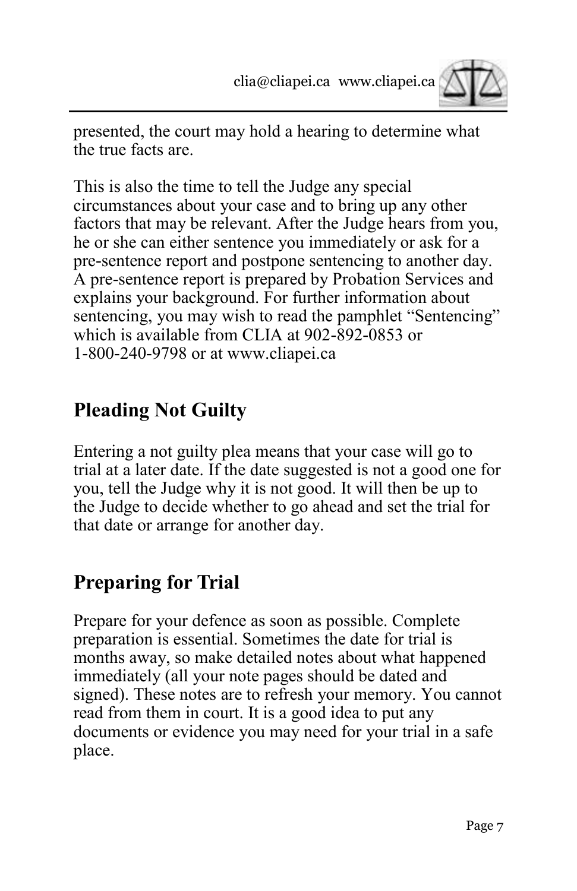presented, the court may hold a hearing to determine what the true facts are.

This is also the time to tell the Judge any special circumstances about your case and to bring up any other factors that may be relevant. After the Judge hears from you, he or she can either sentence you immediately or ask for a pre-sentence report and postpone sentencing to another day. A pre-sentence report is prepared by Probation Services and explains your background. For further information about sentencing, you may wish to read the pamphlet "Sentencing" which is available from CLIA at 902-892-0853 or 1-800-240-9798 or at www.cliapei.ca

## Pleading Not Guilty

Entering a not guilty plea means that your case will go to trial at a later date. If the date suggested is not a good one for you, tell the Judge why it is not good. It will then be up to the Judge to decide whether to go ahead and set the trial for that date or arrange for another day.

## Preparing for Trial

Prepare for your defence as soon as possible. Complete preparation is essential. Sometimes the date for trial is months away, so make detailed notes about what happened immediately (all your note pages should be dated and signed). These notes are to refresh your memory. You cannot read from them in court. It is a good idea to put any documents or evidence you may need for your trial in a safe place.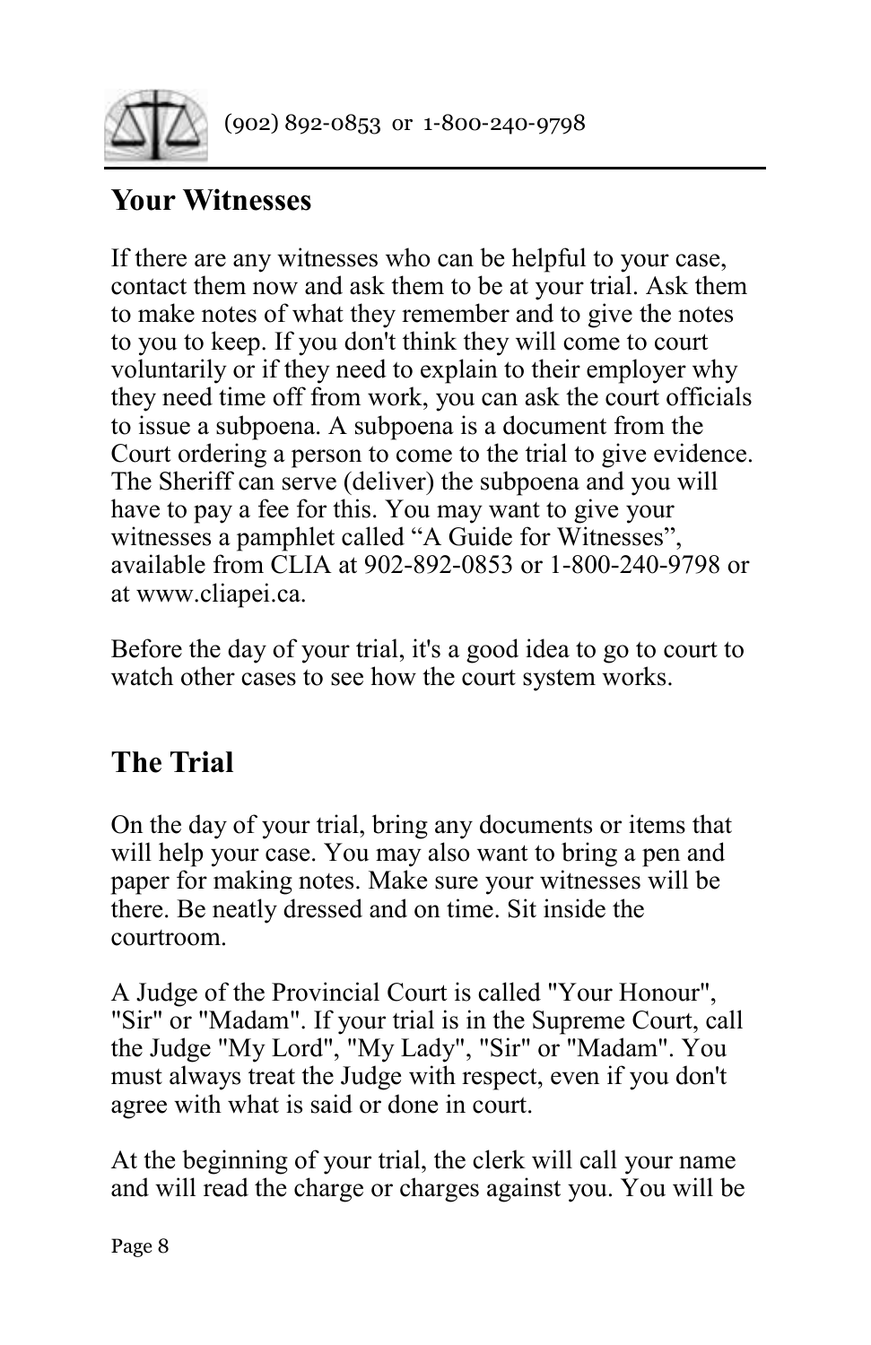## Your Witnesses

If there are any witnesses who can be helpful to your case, contact them now and ask them to be at your trial. Ask them to make notes of what they remember and to give the notes to you to keep. If you don't think they will come to court voluntarily or if they need to explain to their employer why they need time off from work, you can ask the court officials to issue a subpoena. A subpoena is a document from the Court ordering a person to come to the trial to give evidence. The Sheriff can serve (deliver) the subpoena and you will have to pay a fee for this. You may want to give your witnesses a pamphlet called "A Guide for Witnesses", available from CLIA at 902-892-0853 or 1-800-240-9798 or at www.cliapei.ca.

Before the day of your trial, it's a good idea to go to court to watch other cases to see how the court system works.

## The Trial

On the day of your trial, bring any documents or items that will help your case. You may also want to bring a pen and paper for making notes. Make sure your witnesses will be there. Be neatly dressed and on time. Sit inside the courtroom.

A Judge of the Provincial Court is called "Your Honour", "Sir" or "Madam". If your trial is in the Supreme Court, call the Judge "My Lord", "My Lady", "Sir" or "Madam". You must always treat the Judge with respect, even if you don't agree with what is said or done in court.

At the beginning of your trial, the clerk will call your name and will read the charge or charges against you. You will be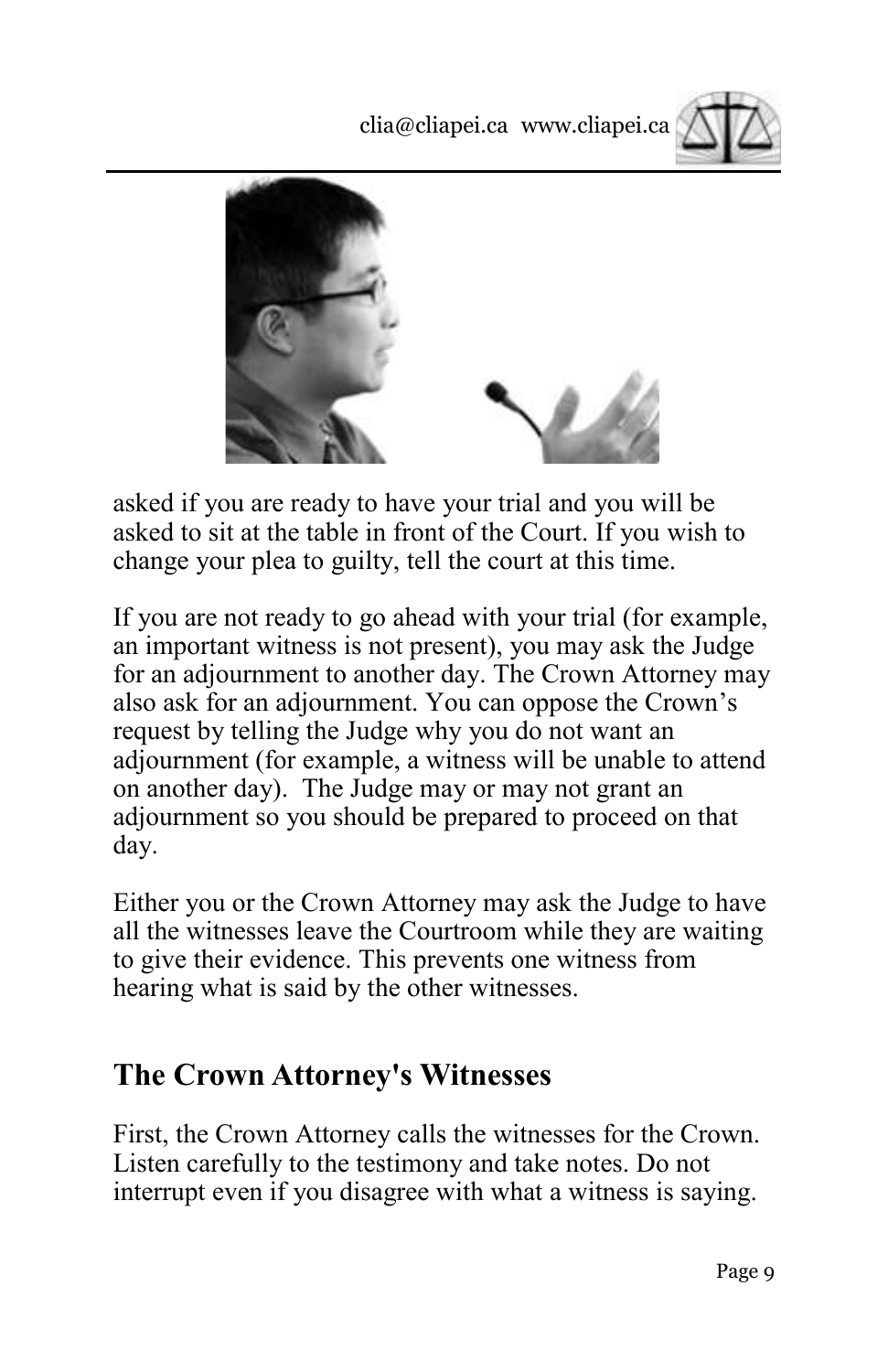asked if you are ready to have your trial and you will be asked to sit at the table in front of the Court. If you wish to change your plea to guilty, tell the court at this time.

If you are not ready to go ahead with your trial (for example, an important witness is not present), you may ask the Judge for an adjournment to another day. The Crown Attorney may also ask for an adjournment. You can oppose the Crown's request by telling the Judge why you do not want an adjournment (for example, a witness will be unable to attend on another day). The Judge may or may not grant an adjournment so you should be prepared to proceed on that day.

Either you or the Crown Attorney may ask the Judge to have all the witnesses leave the Courtroom while they are waiting to give their evidence. This prevents one witness from hearing what is said by the other witnesses.

## The Crown Attorney's Witnesses

First, the Crown Attorney calls the witnesses for the Crown. Listen carefully to the testimony and take notes. Do not interrupt even if you disagree with what a witness is saying.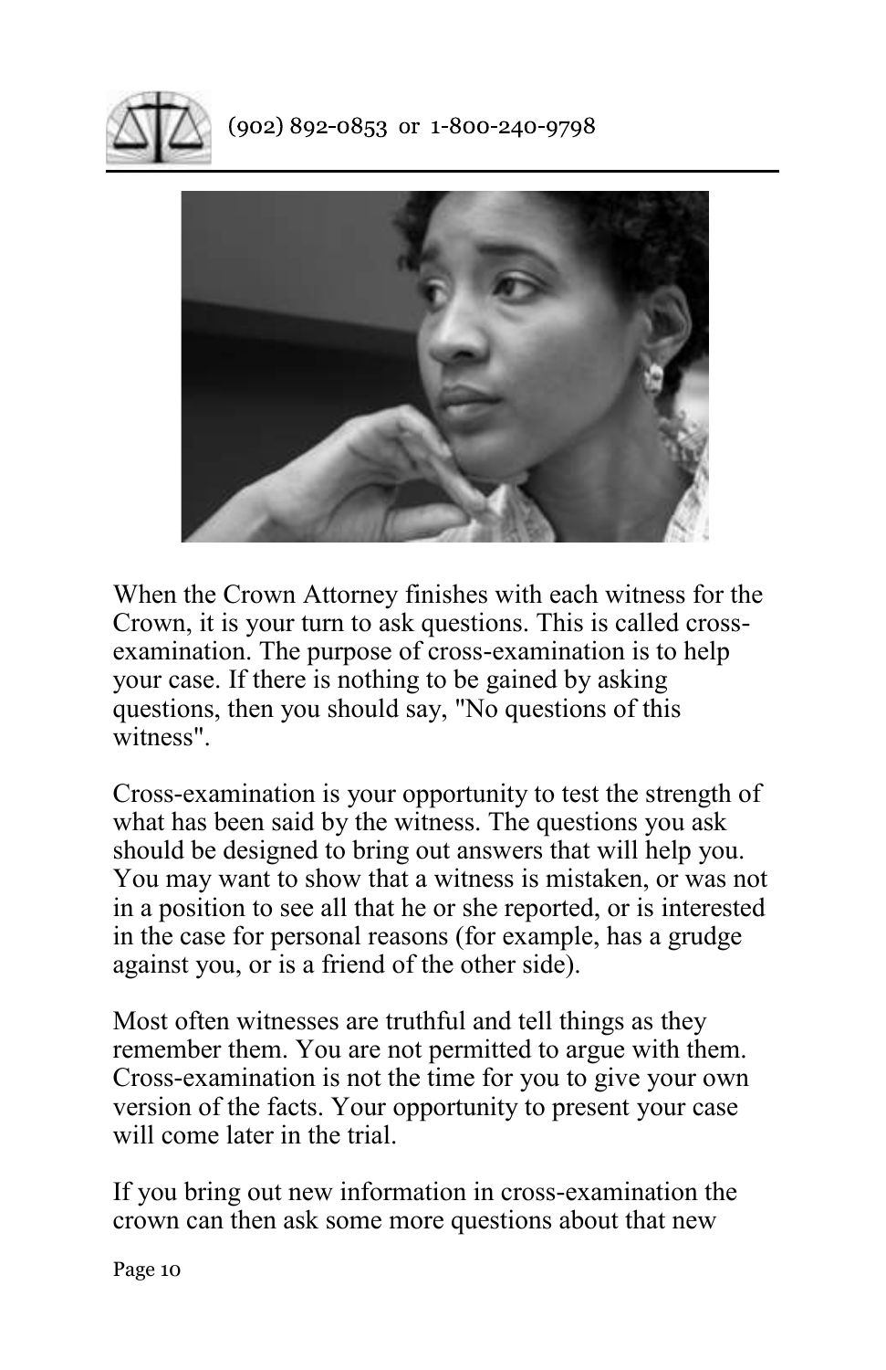When the Crown Attorney finishes with each witness for the Crown, it is your turn to ask questions. This is called cross-examination. The purpose of cross-examination is to help your case. If there is nothing to be gained by asking questions, then you should say, "No questions of this witness".

Cross-examination is your opportunity to test the strength of what has been said by the witness. The questions you ask should be designed to bring out answers that will help you. You may want to show that a witness is mistaken, or was not in a position to see all that he or she reported, or is interested in the case for personal reasons (for example, has a grudge against you, or is a friend of the other side).

Most often witnesses are truthful and tell things as they remember them. You are not permitted to argue with them. Cross-examination is not the time for you to give your own version of the facts. Your opportunity to present your case will come later in the trial.

If you bring out new information in cross-examination the crown can then ask some more questions about that new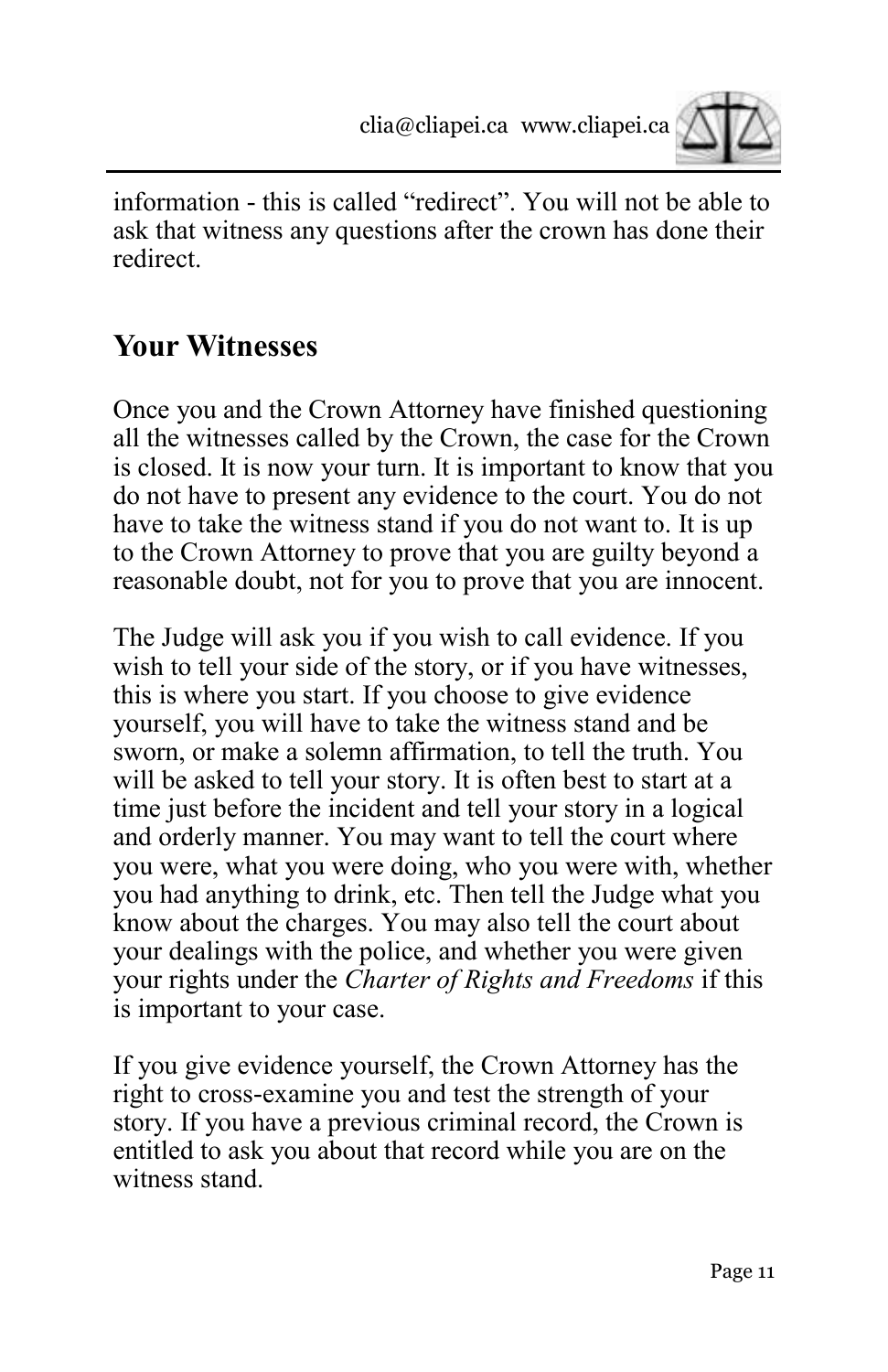information - this is called “redirect”. You will not be able to ask that witness any questions after the crown has done their redirect.

## Your Witnesses

Once you and the Crown Attorney have finished questioning all the witnesses called by the Crown, the case for the Crown is closed. It is now your turn. It is important to know that you do not have to present any evidence to the court. You do not have to take the witness stand if you do not want to. It is up to the Crown Attorney to prove that you are guilty beyond a reasonable doubt, not for you to prove that you are innocent.

The Judge will ask you if you wish to call evidence. If you wish to tell your side of the story, or if you have witnesses, this is where you start. If you choose to give evidence yourself, you will have to take the witness stand and be sworn, or make a solemn affirmation, to tell the truth. You will be asked to tell your story. It is often best to start at a time just before the incident and tell your story in a logical and orderly manner. You may want to tell the court where you were, what you were doing, who you were with, whether you had anything to drink, etc. Then tell the Judge what you know about the charges. You may also tell the court about your dealings with the police, and whether you were given your rights under the *Charter of Rights and Freedoms* if this is important to your case.

If you give evidence yourself, the Crown Attorney has the right to cross-examine you and test the strength of your story. If you have a previous criminal record, the Crown is entitled to ask you about that record while you are on the witness stand.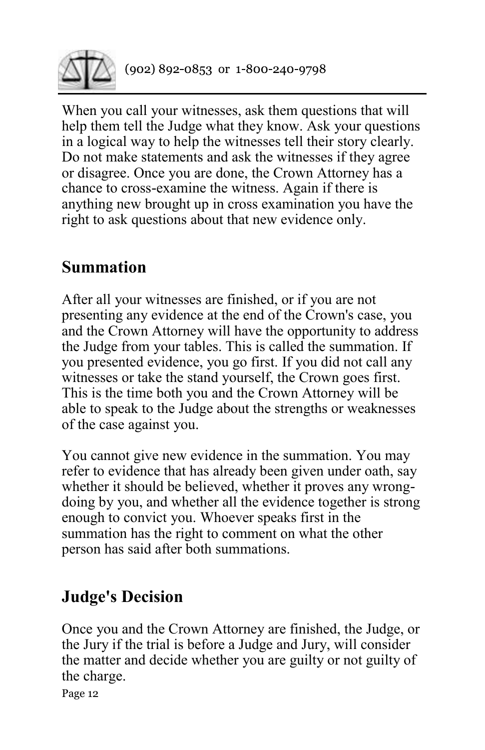When you call your witnesses, ask them questions that will help them tell the Judge what they know. Ask your questions in a logical way to help the witnesses tell their story clearly. Do not make statements and ask the witnesses if they agree or disagree. Once you are done, the Crown Attorney has a chance to cross-examine the witness. Again if there is anything new brought up in cross examination you have the right to ask questions about that new evidence only.

## Summation

After all your witnesses are finished, or if you are not presenting any evidence at the end of the Crown's case, you and the Crown Attorney will have the opportunity to address the Judge from your tables. This is called the summation. If you presented evidence, you go first. If you did not call any witnesses or take the stand yourself, the Crown goes first. This is the time both you and the Crown Attorney will be able to speak to the Judge about the strengths or weaknesses of the case against you.

You cannot give new evidence in the summation. You may refer to evidence that has already been given under oath, say whether it should be believed, whether it proves any wrong-doing by you, and whether all the evidence together is strong enough to convict you. Whoever speaks first in the summation has the right to comment on what the other person has said after both summations.

## Judge's Decision

Once you and the Crown Attorney are finished, the Judge, or the Jury if the trial is before a Judge and Jury, will consider the matter and decide whether you are guilty or not guilty of the charge.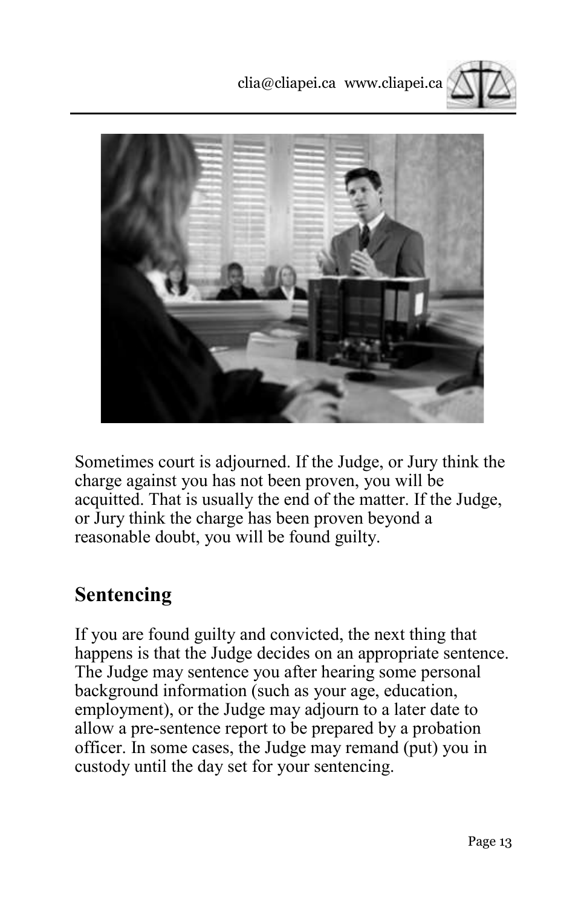Sometimes court is adjourned. If the Judge, or Jury think the charge against you has not been proven, you will be acquitted. That is usually the end of the matter. If the Judge, or Jury think the charge has been proven beyond a reasonable doubt, you will be found guilty.

## Sentencing

If you are found guilty and convicted, the next thing that happens is that the Judge decides on an appropriate sentence. The Judge may sentence you after hearing some personal background information (such as your age, education, employment), or the Judge may adjourn to a later date to allow a pre-sentence report to be prepared by a probation officer. In some cases, the Judge may remand (put) you in custody until the day set for your sentencing.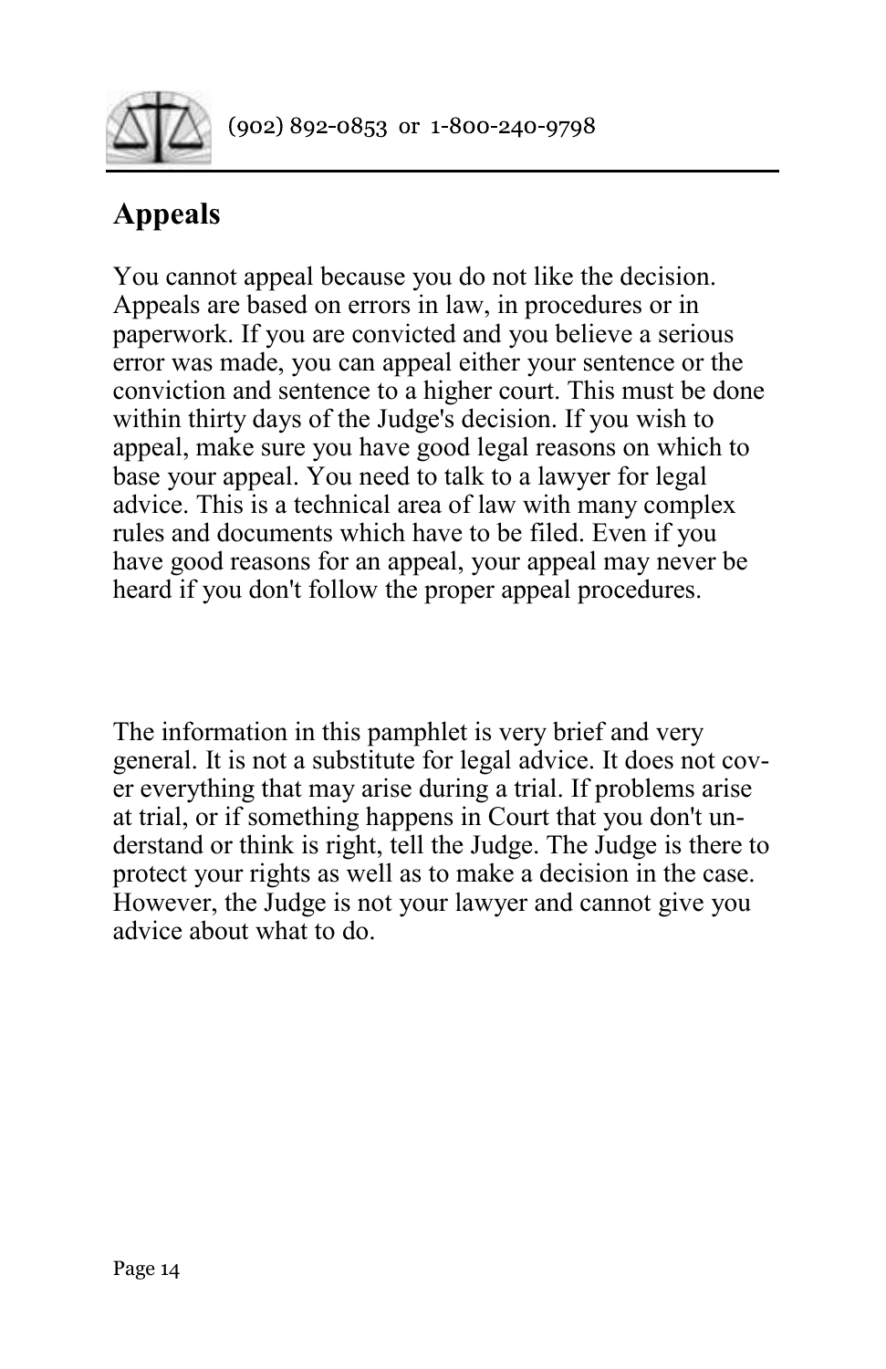## Appeals

You cannot appeal because you do not like the decision. Appeals are based on errors in law, in procedures or in paperwork. If you are convicted and you believe a serious error was made, you can appeal either your sentence or the conviction and sentence to a higher court. This must be done within thirty days of the Judge's decision. If you wish to appeal, make sure you have good legal reasons on which to base your appeal. You need to talk to a lawyer for legal advice. This is a technical area of law with many complex rules and documents which have to be filed. Even if you have good reasons for an appeal, your appeal may never be heard if you don't follow the proper appeal procedures.

The information in this pamphlet is very brief and very general. It is not a substitute for legal advice. It does not cover everything that may arise during a trial. If problems arise at trial, or if something happens in Court that you don't understand or think is right, tell the Judge. The Judge is there to protect your rights as well as to make a decision in the case. However, the Judge is not your lawyer and cannot give you advice about what to do.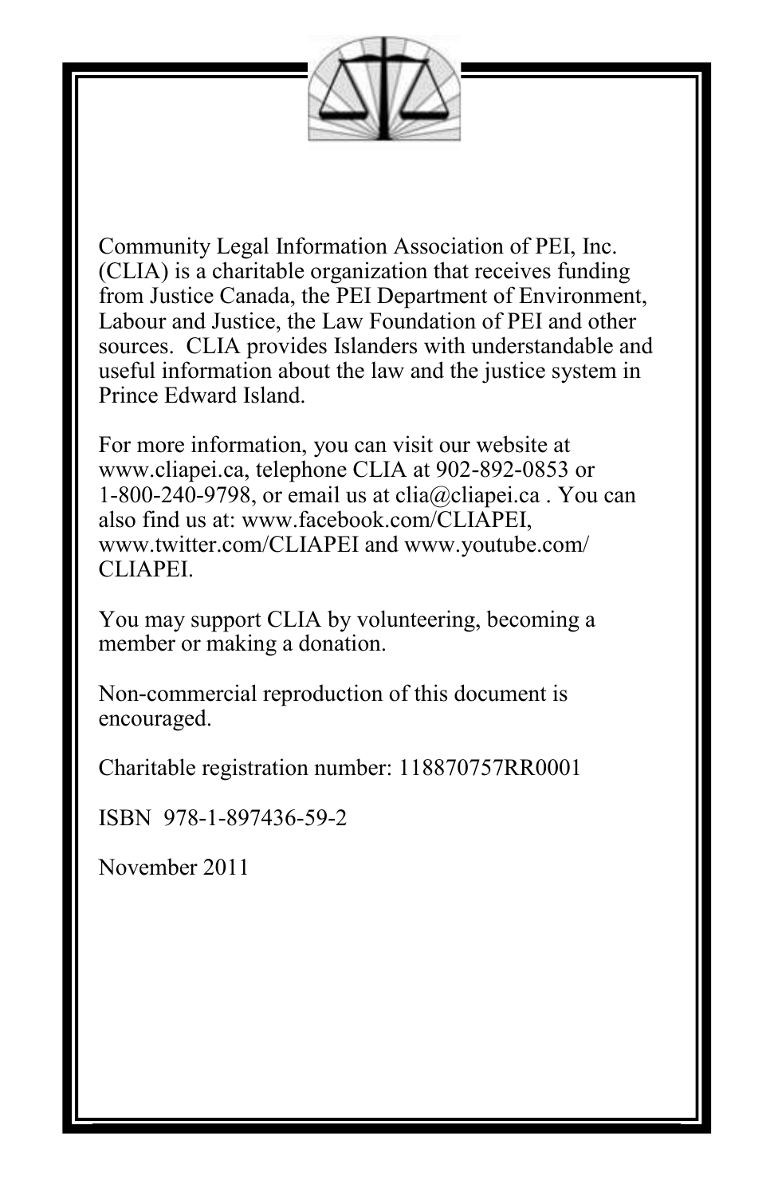Community Legal Information Association of PEI, Inc. (CLIA) is a charitable organization that receives funding from Justice Canada, the PEI Department of Environment, Labour and Justice, the Law Foundation of PEI and other sources. CLIA provides Islanders with understandable and useful information about the law and the justice system in Prince Edward Island.

For more information, you can visit our website at www.cliapei.ca, telephone CLIA at 902-892-0853 or 1-800-240-9798, or email us at clia@cliapei.ca . You can also find us at: www.facebook.com/CLIAPEI, www.twitter.com/CLIAPEI and www.youtube.com/CLIAPEI.

You may support CLIA by volunteering, becoming a member or making a donation.

Non-commercial reproduction of this document is encouraged.

Charitable registration number: 118870757RR0001

ISBN 978-1-897436-59-2

November 2011